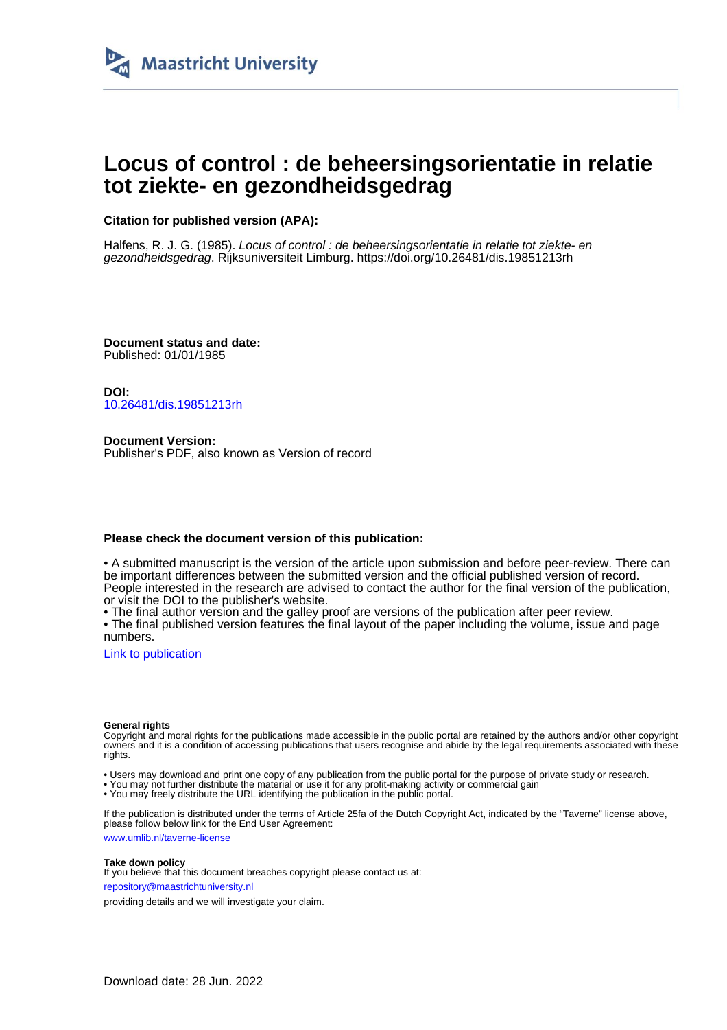Maastricht University

# Locus of control : de beheersingsorientatie in relatie tot ziekte- en gezondheidsgedrag

**Citation for published version (APA):**

Halfens, R. J. G. (1985). *Locus of control : de beheersingsorientatie in relatie tot ziekte- en gezondheidsgedrag*. Rijksuniversiteit Limburg. https://doi.org/10.26481/dis.19851213rh

**Document status and date:**
Published: 01/01/1985

**DOI:**
10.26481/dis.19851213rh

**Document Version:**
Publisher's PDF, also known as Version of record

**Please check the document version of this publication:**

• A submitted manuscript is the version of the article upon submission and before peer-review. There can be important differences between the submitted version and the official published version of record. People interested in the research are advised to contact the author for the final version of the publication, or visit the DOI to the publisher's website.
• The final author version and the galley proof are versions of the publication after peer review.
• The final published version features the final layout of the paper including the volume, issue and page numbers.

Link to publication

**General rights**
Copyright and moral rights for the publications made accessible in the public portal are retained by the authors and/or other copyright owners and it is a condition of accessing publications that users recognise and abide by the legal requirements associated with these rights.

• Users may download and print one copy of any publication from the public portal for the purpose of private study or research.
• You may not further distribute the material or use it for any profit-making activity or commercial gain
• You may freely distribute the URL identifying the publication in the public portal.

If the publication is distributed under the terms of Article 25fa of the Dutch Copyright Act, indicated by the "Taverne" license above, please follow below link for the End User Agreement:

www.umlib.nl/taverne-license

**Take down policy**
If you believe that this document breaches copyright please contact us at:

repository@maastrichtuniversity.nl

providing details and we will investigate your claim.

Download date: 28 Jun. 2022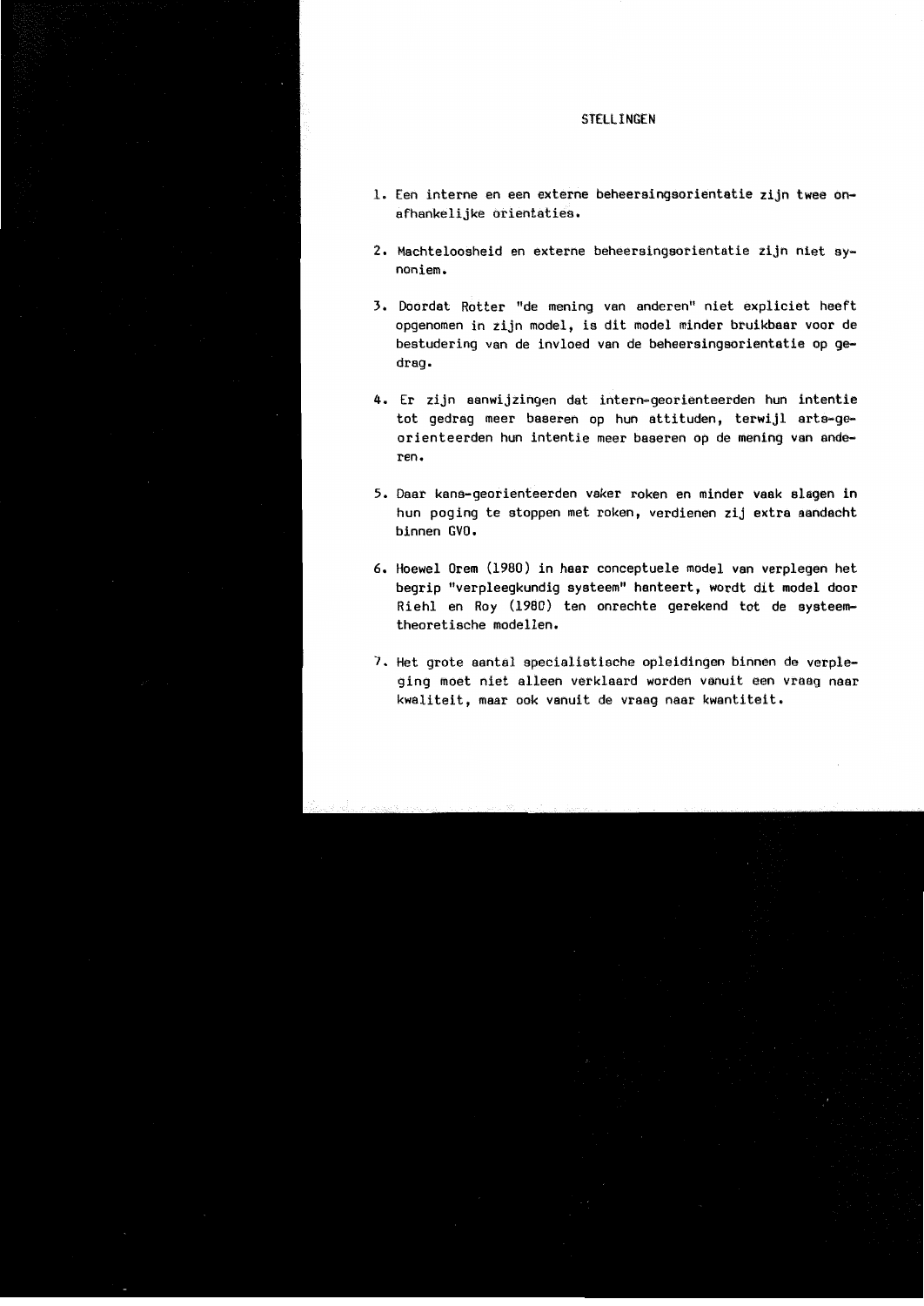# STELLINGEN

1. Een interne en een externe beheersingsorientatie zijn twee onafhankelijke orientaties.

2. Machteloosheid en externe beheersingsorientatie zijn niet synoniem.

3. Doordat Rotter "de mening van anderen" niet expliciet heeft opgenomen in zijn model, is dit model minder bruikbaar voor de bestudering van de invloed van de beheersingsorientatie op gedrag.

4. Er zijn aanwijzingen dat intern-georienteerden hun intentie tot gedrag meer baseren op hun attituden, terwijl arts-georienteerden hun intentie meer baseren op de mening van anderen.

5. Daar kans-georienteerden vaker roken en minder vaak slagen in hun poging te stoppen met roken, verdienen zij extra aandacht binnen GVO.

6. Hoewel Orem (1980) in haar conceptuele model van verplegen het begrip "verpleegkundig systeem" hanteert, wordt dit model door Riehl en Roy (1980) ten onrechte gerekend tot de systeemtheoretische modellen.

7. Het grote aantal specialistische opleidingen binnen de verpleging moet niet alleen verklaard worden vanuit een vraag naar kwaliteit, maar ook vanuit de vraag naar kwantiteit.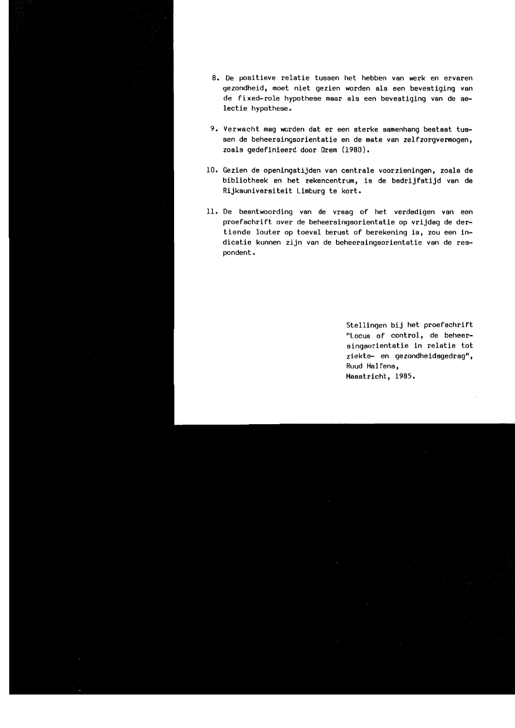8. De positieve relatie tussen het hebben van werk en ervaren gezondheid, moet niet gezien worden als een bevestiging van de fixed-role hypothese maar als een bevestiging van de selectie hypothese.

9. Verwacht mag worden dat er een sterke samenhang bestaat tussen de beheersingsorientatie en de mate van zelfzorgvermogen, zoals gedefinieerd door Orem (1980).

10. Gezien de openingstijden van centrale voorzieningen, zoals de bibliotheek en het rekencentrum, is de bedrijfstijd van de Rijksuniversiteit Limburg te kort.

11. De beantwoording van de vraag of het verdedigen van een proefschrift over de beheersingsorientatie op vrijdag de dertiende louter op toeval berust of berekening is, zou een indicatie kunnen zijn van de beheersingsorientatie van de respondent.

Stellingen bij het proefschrift
"Locus of control, de beheersingsorientatie in relatie tot ziekte- en gezondheidsgedrag",
Ruud Halfens,
Maastricht, 1985.